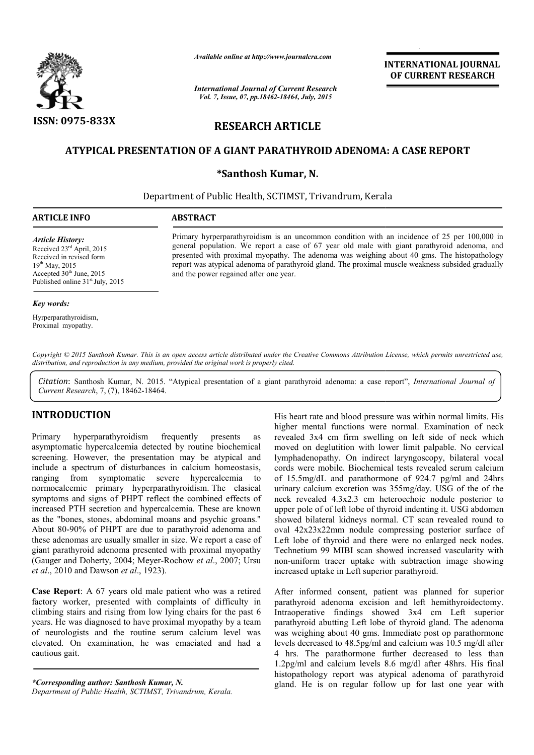*Available online at http://www.journalcra.com*

*International Journal of Current Research*
*Vol. 7, Issue, 07, pp.18462-18464, July, 2015*

**INTERNATIONAL JOURNAL OF CURRENT RESEARCH**

**ISSN: 0975-833X**

**RESEARCH ARTICLE**

# ATYPICAL PRESENTATION OF A GIANT PARATHYROID ADENOMA: A CASE REPORT

**\*Santhosh Kumar, N.**

Department of Public Health, SCTIMST, Trivandrum, Kerala

**ARTICLE INFO**

*Article History:*
Received 23rd April, 2015
Received in revised form 19th May, 2015
Accepted 30th June, 2015
Published online 31st July, 2015

*Key words:*
Hyrperparathyroidism,
Proximal myopathy.

**ABSTRACT**

Primary hyrperparathyroidism is an uncommon condition with an incidence of 25 per 100,000 in general population. We report a case of 67 year old male with giant parathyroid adenoma, and presented with proximal myopathy. The adenoma was weighing about 40 gms. The histopathology report was atypical adenoma of parathyroid gland. The proximal muscle weakness subsided gradually and the power regained after one year.

*Copyright © 2015 Santhosh Kumar. This is an open access article distributed under the Creative Commons Attribution License, which permits unrestricted use, distribution, and reproduction in any medium, provided the original work is properly cited.*

*Citation*: Santhosh Kumar, N. 2015. "Atypical presentation of a giant parathyroid adenoma: a case report", *International Journal of Current Research*, 7, (7), 18462-18464.

## INTRODUCTION

Primary hyperparathyroidism frequently presents as asymptomatic hypercalcemia detected by routine biochemical screening. However, the presentation may be atypical and include a spectrum of disturbances in calcium homeostasis, ranging from symptomatic severe hypercalcemia to normocalcemic primary hyperparathyroidism. The clasical symptoms and signs of PHPT reflect the combined effects of increased PTH secretion and hypercalcemia. These are known as the "bones, stones, abdominal moans and psychic groans." About 80-90% of PHPT are due to parathyroid adenoma and these adenomas are usually smaller in size. We report a case of giant parathyroid adenoma presented with proximal myopathy (Gauger and Doherty, 2004; Meyer-Rochow *et al*., 2007; Ursu *et al*., 2010 and Dawson *et al*., 1923).

**Case Report**: A 67 years old male patient who was a retired factory worker, presented with complaints of difficulty in climbing stairs and rising from low lying chairs for the past 6 years. He was diagnosed to have proximal myopathy by a team of neurologists and the routine serum calcium level was elevated. On examination, he was emaciated and had a cautious gait.

His heart rate and blood pressure was within normal limits. His higher mental functions were normal. Examination of neck revealed 3x4 cm firm swelling on left side of neck which moved on deglutition with lower limit palpable. No cervical lymphadenopathy. On indirect laryngoscopy, bilateral vocal cords were mobile. Biochemical tests revealed serum calcium of 15.5mg/dL and parathormone of 924.7 pg/ml and 24hrs urinary calcium excretion was 355mg/day. USG of the of the neck revealed 4.3x2.3 cm heteroechoic nodule posterior to upper pole of of left lobe of thyroid indenting it. USG abdomen showed bilateral kidneys normal. CT scan revealed round to oval 42x23x22mm nodule compressing posterior surface of Left lobe of thyroid and there were no enlarged neck nodes. Technetium 99 MIBI scan showed increased vascularity with non-uniform tracer uptake with subtraction image showing increased uptake in Left superior parathyroid.

After informed consent, patient was planned for superior parathyroid adenoma excision and left hemithyroidectomy. Intraoperative findings showed 3x4 cm Left superior parathyroid abutting Left lobe of thyroid gland. The adenoma was weighing about 40 gms. Immediate post op parathormone levels decreased to 48.5pg/ml and calcium was 10.5 mg/dl after 4 hrs. The parathormone further decreased to less than 1.2pg/ml and calcium levels 8.6 mg/dl after 48hrs. His final histopathology report was atypical adenoma of parathyroid gland. He is on regular follow up for last one year with

*\*Corresponding author: Santhosh Kumar, N.*
*Department of Public Health, SCTIMST, Trivandrum, Kerala.*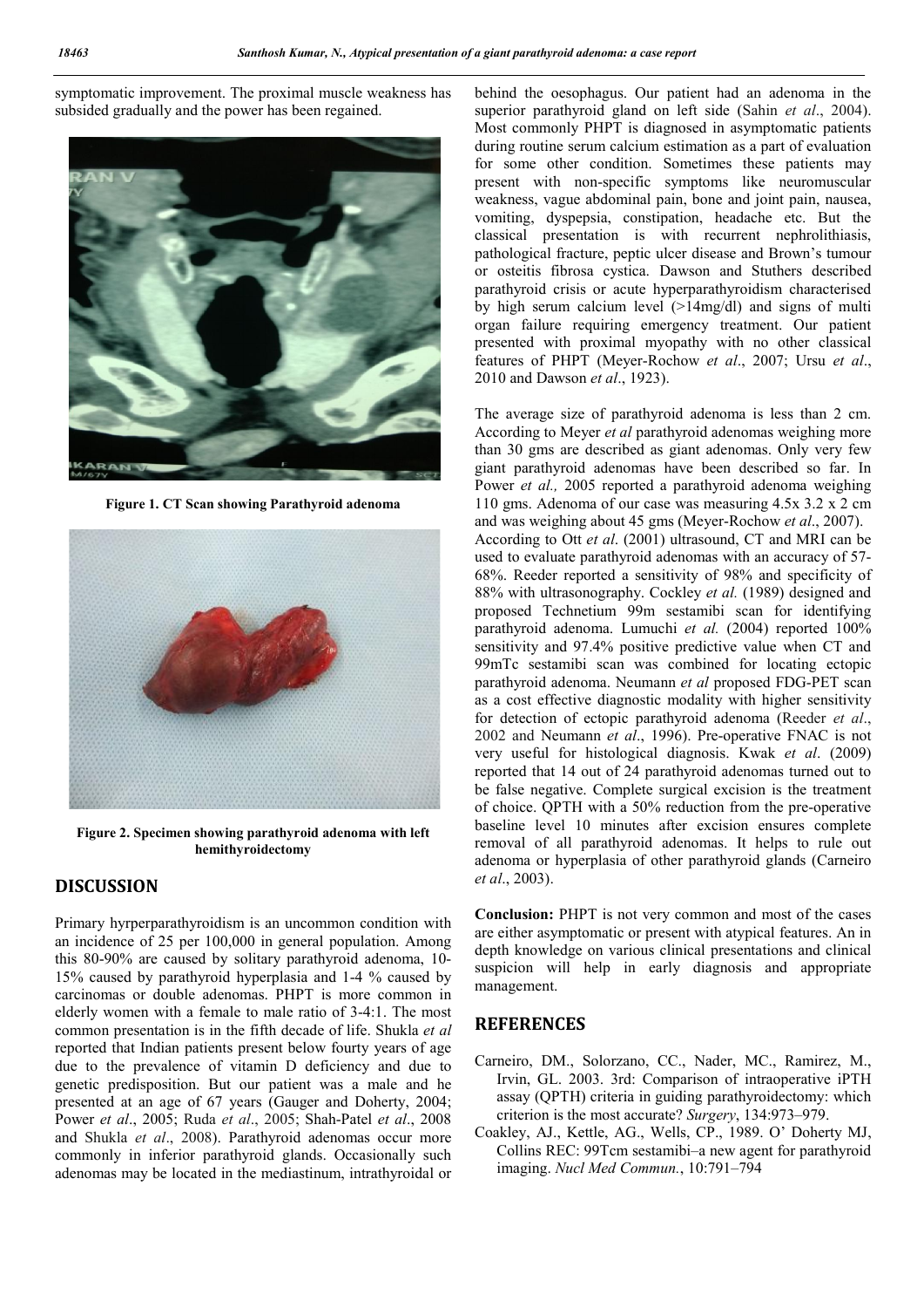symptomatic improvement. The proximal muscle weakness has subsided gradually and the power has been regained.

Figure 1. CT Scan showing Parathyroid adenoma

Figure 2. Specimen showing parathyroid adenoma with left hemithyroidectomy

## DISCUSSION

Primary hyrperparathyroidism is an uncommon condition with an incidence of 25 per 100,000 in general population. Among this 80-90% are caused by solitary parathyroid adenoma, 10-15% caused by parathyroid hyperplasia and 1-4 % caused by carcinomas or double adenomas. PHPT is more common in elderly women with a female to male ratio of 3-4:1. The most common presentation is in the fifth decade of life. Shukla *et al* reported that Indian patients present below fourty years of age due to the prevalence of vitamin D deficiency and due to genetic predisposition. But our patient was a male and he presented at an age of 67 years (Gauger and Doherty, 2004; Power *et al*., 2005; Ruda *et al*., 2005; Shah-Patel *et al*., 2008 and Shukla *et al*., 2008). Parathyroid adenomas occur more commonly in inferior parathyroid glands. Occasionally such adenomas may be located in the mediastinum, intrathyroidal or behind the oesophagus. Our patient had an adenoma in the superior parathyroid gland on left side (Sahin *et al*., 2004). Most commonly PHPT is diagnosed in asymptomatic patients during routine serum calcium estimation as a part of evaluation for some other condition. Sometimes these patients may present with non-specific symptoms like neuromuscular weakness, vague abdominal pain, bone and joint pain, nausea, vomiting, dyspepsia, constipation, headache etc. But the classical presentation is with recurrent nephrolithiasis, pathological fracture, peptic ulcer disease and Brown's tumour or osteitis fibrosa cystica. Dawson and Stuthers described parathyroid crisis or acute hyperparathyroidism characterised by high serum calcium level (>14mg/dl) and signs of multi organ failure requiring emergency treatment. Our patient presented with proximal myopathy with no other classical features of PHPT (Meyer-Rochow *et al*., 2007; Ursu *et al*., 2010 and Dawson *et al*., 1923).

The average size of parathyroid adenoma is less than 2 cm. According to Meyer *et al* parathyroid adenomas weighing more than 30 gms are described as giant adenomas. Only very few giant parathyroid adenomas have been described so far. In Power *et al.,* 2005 reported a parathyroid adenoma weighing 110 gms. Adenoma of our case was measuring 4.5x 3.2 x 2 cm and was weighing about 45 gms (Meyer-Rochow *et al*., 2007). According to Ott *et al*. (2001) ultrasound, CT and MRI can be used to evaluate parathyroid adenomas with an accuracy of 57-68%. Reeder reported a sensitivity of 98% and specificity of 88% with ultrasonography. Cockley *et al.* (1989) designed and proposed Technetium 99m sestamibi scan for identifying parathyroid adenoma. Lumuchi *et al.* (2004) reported 100% sensitivity and 97.4% positive predictive value when CT and 99mTc sestamibi scan was combined for locating ectopic parathyroid adenoma. Neumann *et al* proposed FDG-PET scan as a cost effective diagnostic modality with higher sensitivity for detection of ectopic parathyroid adenoma (Reeder *et al*., 2002 and Neumann *et al*., 1996). Pre-operative FNAC is not very useful for histological diagnosis. Kwak *et al*. (2009) reported that 14 out of 24 parathyroid adenomas turned out to be false negative. Complete surgical excision is the treatment of choice. QPTH with a 50% reduction from the pre-operative baseline level 10 minutes after excision ensures complete removal of all parathyroid adenomas. It helps to rule out adenoma or hyperplasia of other parathyroid glands (Carneiro *et al*., 2003).

**Conclusion:** PHPT is not very common and most of the cases are either asymptomatic or present with atypical features. An in depth knowledge on various clinical presentations and clinical suspicion will help in early diagnosis and appropriate management.

## REFERENCES

Carneiro, DM., Solorzano, CC., Nader, MC., Ramirez, M., Irvin, GL. 2003. 3rd: Comparison of intraoperative iPTH assay (QPTH) criteria in guiding parathyroidectomy: which criterion is the most accurate? *Surgery*, 134:973–979.

Coakley, AJ., Kettle, AG., Wells, CP., 1989. O' Doherty MJ, Collins REC: 99Tcm sestamibi–a new agent for parathyroid imaging. *Nucl Med Commun.*, 10:791–794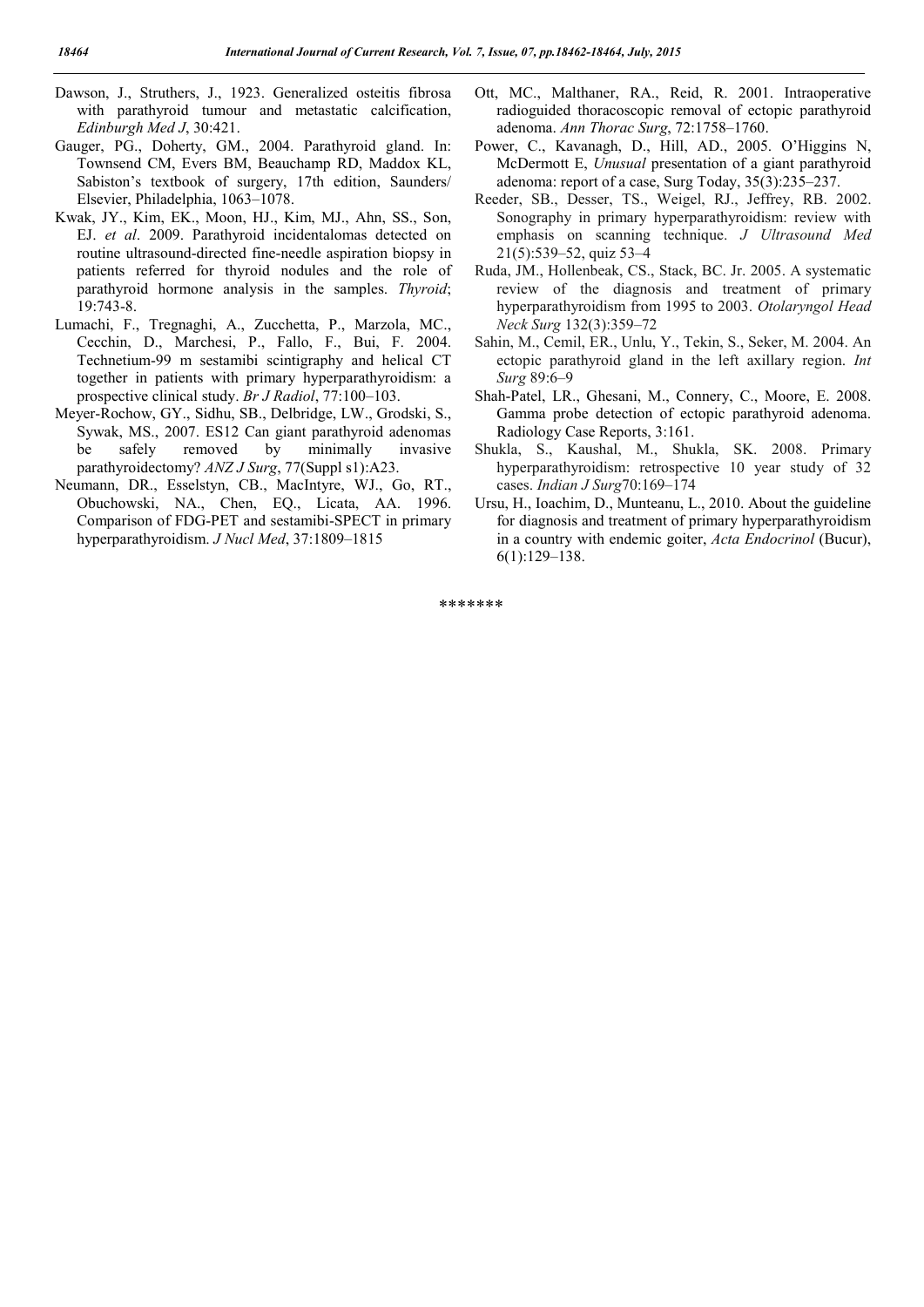Dawson, J., Struthers, J., 1923. Generalized osteitis fibrosa with parathyroid tumour and metastatic calcification, *Edinburgh Med J*, 30:421.

Gauger, PG., Doherty, GM., 2004. Parathyroid gland. In: Townsend CM, Evers BM, Beauchamp RD, Maddox KL, Sabiston's textbook of surgery, 17th edition, Saunders/ Elsevier, Philadelphia, 1063–1078.

Kwak, JY., Kim, EK., Moon, HJ., Kim, MJ., Ahn, SS., Son, EJ. *et al*. 2009. Parathyroid incidentalomas detected on routine ultrasound-directed fine-needle aspiration biopsy in patients referred for thyroid nodules and the role of parathyroid hormone analysis in the samples. *Thyroid*; 19:743-8.

Lumachi, F., Tregnaghi, A., Zucchetta, P., Marzola, MC., Cecchin, D., Marchesi, P., Fallo, F., Bui, F. 2004. Technetium-99 m sestamibi scintigraphy and helical CT together in patients with primary hyperparathyroidism: a prospective clinical study. *Br J Radiol*, 77:100–103.

Meyer-Rochow, GY., Sidhu, SB., Delbridge, LW., Grodski, S., Sywak, MS., 2007. ES12 Can giant parathyroid adenomas be safely removed by minimally invasive parathyroidectomy? *ANZ J Surg*, 77(Suppl s1):A23.

Neumann, DR., Esselstyn, CB., MacIntyre, WJ., Go, RT., Obuchowski, NA., Chen, EQ., Licata, AA. 1996. Comparison of FDG-PET and sestamibi-SPECT in primary hyperparathyroidism. *J Nucl Med*, 37:1809–1815

Ott, MC., Malthaner, RA., Reid, R. 2001. Intraoperative radioguided thoracoscopic removal of ectopic parathyroid adenoma. *Ann Thorac Surg*, 72:1758–1760.

Power, C., Kavanagh, D., Hill, AD., 2005. O'Higgins N, McDermott E, *Unusual* presentation of a giant parathyroid adenoma: report of a case, Surg Today, 35(3):235–237.

Reeder, SB., Desser, TS., Weigel, RJ., Jeffrey, RB. 2002. Sonography in primary hyperparathyroidism: review with emphasis on scanning technique. *J Ultrasound Med* 21(5):539–52, quiz 53–4

Ruda, JM., Hollenbeak, CS., Stack, BC. Jr. 2005. A systematic review of the diagnosis and treatment of primary hyperparathyroidism from 1995 to 2003. *Otolaryngol Head Neck Surg* 132(3):359–72

Sahin, M., Cemil, ER., Unlu, Y., Tekin, S., Seker, M. 2004. An ectopic parathyroid gland in the left axillary region. *Int Surg* 89:6–9

Shah-Patel, LR., Ghesani, M., Connery, C., Moore, E. 2008. Gamma probe detection of ectopic parathyroid adenoma. Radiology Case Reports, 3:161.

Shukla, S., Kaushal, M., Shukla, SK. 2008. Primary hyperparathyroidism: retrospective 10 year study of 32 cases. *Indian J Surg*70:169–174

Ursu, H., Ioachim, D., Munteanu, L., 2010. About the guideline for diagnosis and treatment of primary hyperparathyroidism in a country with endemic goiter, *Acta Endocrinol* (Bucur), 6(1):129–138.

*******